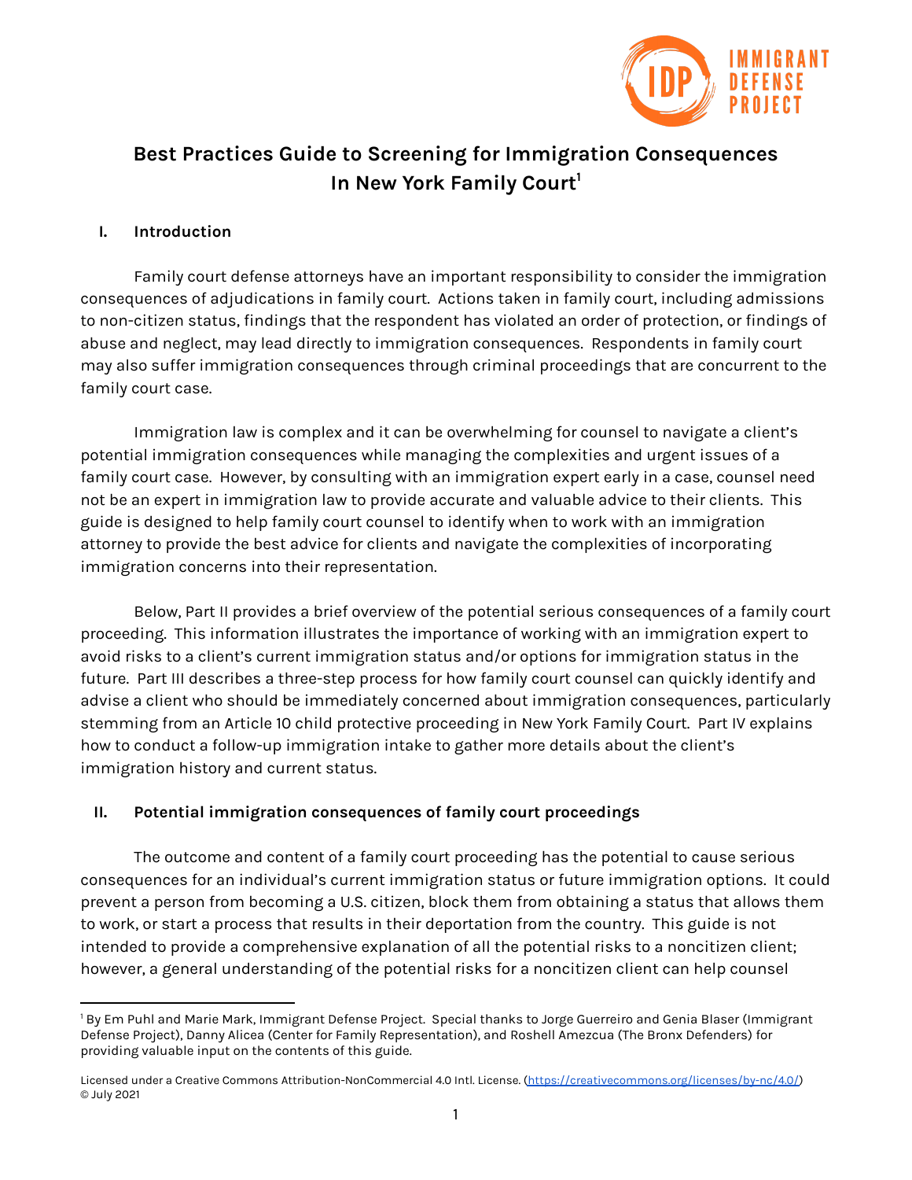# Best Practices Guide to Screening for Immigration Consequences In New York Family Court[1]

## I. Introduction

Family court defense attorneys have an important responsibility to consider the immigration consequences of adjudications in family court. Actions taken in family court, including admissions to non-citizen status, findings that the respondent has violated an order of protection, or findings of abuse and neglect, may lead directly to immigration consequences. Respondents in family court may also suffer immigration consequences through criminal proceedings that are concurrent to the family court case.

Immigration law is complex and it can be overwhelming for counsel to navigate a client's potential immigration consequences while managing the complexities and urgent issues of a family court case. However, by consulting with an immigration expert early in a case, counsel need not be an expert in immigration law to provide accurate and valuable advice to their clients. This guide is designed to help family court counsel to identify when to work with an immigration attorney to provide the best advice for clients and navigate the complexities of incorporating immigration concerns into their representation.

Below, Part II provides a brief overview of the potential serious consequences of a family court proceeding. This information illustrates the importance of working with an immigration expert to avoid risks to a client's current immigration status and/or options for immigration status in the future. Part III describes a three-step process for how family court counsel can quickly identify and advise a client who should be immediately concerned about immigration consequences, particularly stemming from an Article 10 child protective proceeding in New York Family Court. Part IV explains how to conduct a follow-up immigration intake to gather more details about the client's immigration history and current status.

## II. Potential immigration consequences of family court proceedings

The outcome and content of a family court proceeding has the potential to cause serious consequences for an individual's current immigration status or future immigration options. It could prevent a person from becoming a U.S. citizen, block them from obtaining a status that allows them to work, or start a process that results in their deportation from the country. This guide is not intended to provide a comprehensive explanation of all the potential risks to a noncitizen client; however, a general understanding of the potential risks for a noncitizen client can help counsel

---

[1] By Em Puhl and Marie Mark, Immigrant Defense Project. Special thanks to Jorge Guerreiro and Genia Blaser (Immigrant Defense Project), Danny Alicea (Center for Family Representation), and Roshell Amezcua (The Bronx Defenders) for providing valuable input on the contents of this guide.

Licensed under a Creative Commons Attribution-NonCommercial 4.0 Intl. License. (https://creativecommons.org/licenses/by-nc/4.0/) © July 2021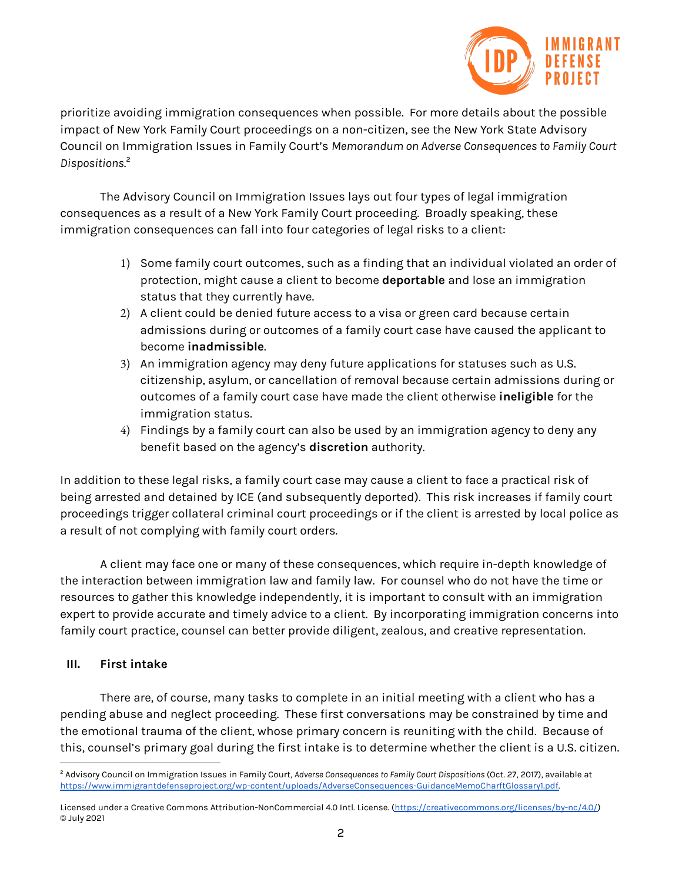prioritize avoiding immigration consequences when possible. For more details about the possible impact of New York Family Court proceedings on a non-citizen, see the New York State Advisory Council on Immigration Issues in Family Court's *Memorandum on Adverse Consequences to Family Court Dispositions.*[2]

The Advisory Council on Immigration Issues lays out four types of legal immigration consequences as a result of a New York Family Court proceeding. Broadly speaking, these immigration consequences can fall into four categories of legal risks to a client:

1) Some family court outcomes, such as a finding that an individual violated an order of protection, might cause a client to become **deportable** and lose an immigration status that they currently have.
2) A client could be denied future access to a visa or green card because certain admissions during or outcomes of a family court case have caused the applicant to become **inadmissible**.
3) An immigration agency may deny future applications for statuses such as U.S. citizenship, asylum, or cancellation of removal because certain admissions during or outcomes of a family court case have made the client otherwise **ineligible** for the immigration status.
4) Findings by a family court can also be used by an immigration agency to deny any benefit based on the agency's **discretion** authority.

In addition to these legal risks, a family court case may cause a client to face a practical risk of being arrested and detained by ICE (and subsequently deported). This risk increases if family court proceedings trigger collateral criminal court proceedings or if the client is arrested by local police as a result of not complying with family court orders.

A client may face one or many of these consequences, which require in-depth knowledge of the interaction between immigration law and family law. For counsel who do not have the time or resources to gather this knowledge independently, it is important to consult with an immigration expert to provide accurate and timely advice to a client. By incorporating immigration concerns into family court practice, counsel can better provide diligent, zealous, and creative representation.

## III. First intake

There are, of course, many tasks to complete in an initial meeting with a client who has a pending abuse and neglect proceeding. These first conversations may be constrained by time and the emotional trauma of the client, whose primary concern is reuniting with the child. Because of this, counsel's primary goal during the first intake is to determine whether the client is a U.S. citizen.

---

[2] Advisory Council on Immigration Issues in Family Court, *Adverse Consequences to Family Court Dispositions* (Oct. 27, 2017), available at https://www.immigrantdefenseproject.org/wp-content/uploads/AdverseConsequences-GuidanceMemoCharftGlossary1.pdf.

Licensed under a Creative Commons Attribution-NonCommercial 4.0 Intl. License. (https://creativecommons.org/licenses/by-nc/4.0/)
© July 2021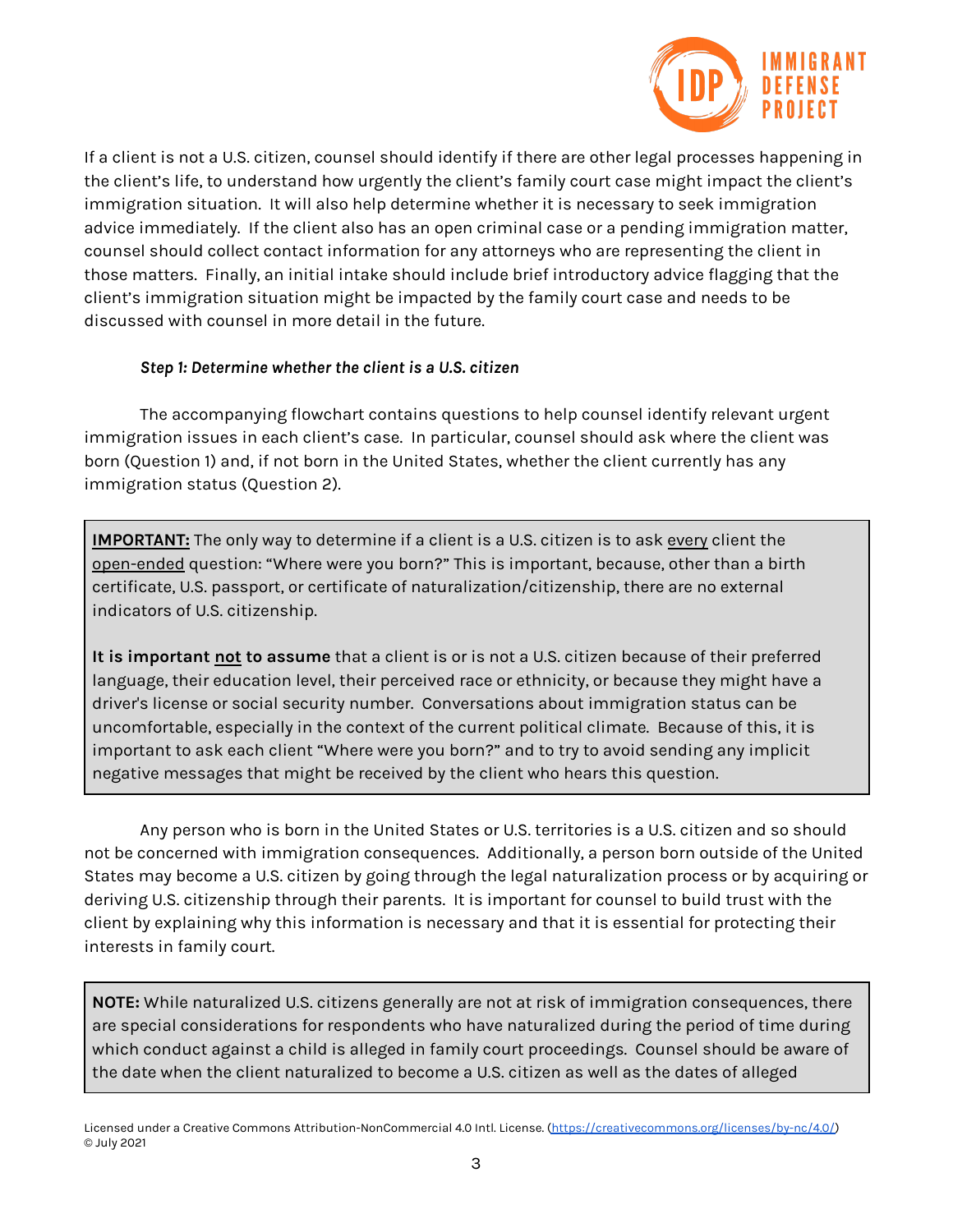If a client is not a U.S. citizen, counsel should identify if there are other legal processes happening in the client's life, to understand how urgently the client's family court case might impact the client's immigration situation. It will also help determine whether it is necessary to seek immigration advice immediately. If the client also has an open criminal case or a pending immigration matter, counsel should collect contact information for any attorneys who are representing the client in those matters. Finally, an initial intake should include brief introductory advice flagging that the client's immigration situation might be impacted by the family court case and needs to be discussed with counsel in more detail in the future.

***Step 1: Determine whether the client is a U.S. citizen***

The accompanying flowchart contains questions to help counsel identify relevant urgent immigration issues in each client's case. In particular, counsel should ask where the client was born (Question 1) and, if not born in the United States, whether the client currently has any immigration status (Question 2).

> <u>**IMPORTANT:**</u> The only way to determine if a client is a U.S. citizen is to ask <u>every</u> client the <u>open-ended</u> question: "Where were you born?" This is important, because, other than a birth certificate, U.S. passport, or certificate of naturalization/citizenship, there are no external indicators of U.S. citizenship.
>
> **It is important <u>not</u> to assume** that a client is or is not a U.S. citizen because of their preferred language, their education level, their perceived race or ethnicity, or because they might have a driver's license or social security number. Conversations about immigration status can be uncomfortable, especially in the context of the current political climate. Because of this, it is important to ask each client "Where were you born?" and to try to avoid sending any implicit negative messages that might be received by the client who hears this question.

Any person who is born in the United States or U.S. territories is a U.S. citizen and so should not be concerned with immigration consequences. Additionally, a person born outside of the United States may become a U.S. citizen by going through the legal naturalization process or by acquiring or deriving U.S. citizenship through their parents. It is important for counsel to build trust with the client by explaining why this information is necessary and that it is essential for protecting their interests in family court.

> **NOTE:** While naturalized U.S. citizens generally are not at risk of immigration consequences, there are special considerations for respondents who have naturalized during the period of time during which conduct against a child is alleged in family court proceedings. Counsel should be aware of the date when the client naturalized to become a U.S. citizen as well as the dates of alleged

Licensed under a Creative Commons Attribution-NonCommercial 4.0 Intl. License. (https://creativecommons.org/licenses/by-nc/4.0/)
© July 2021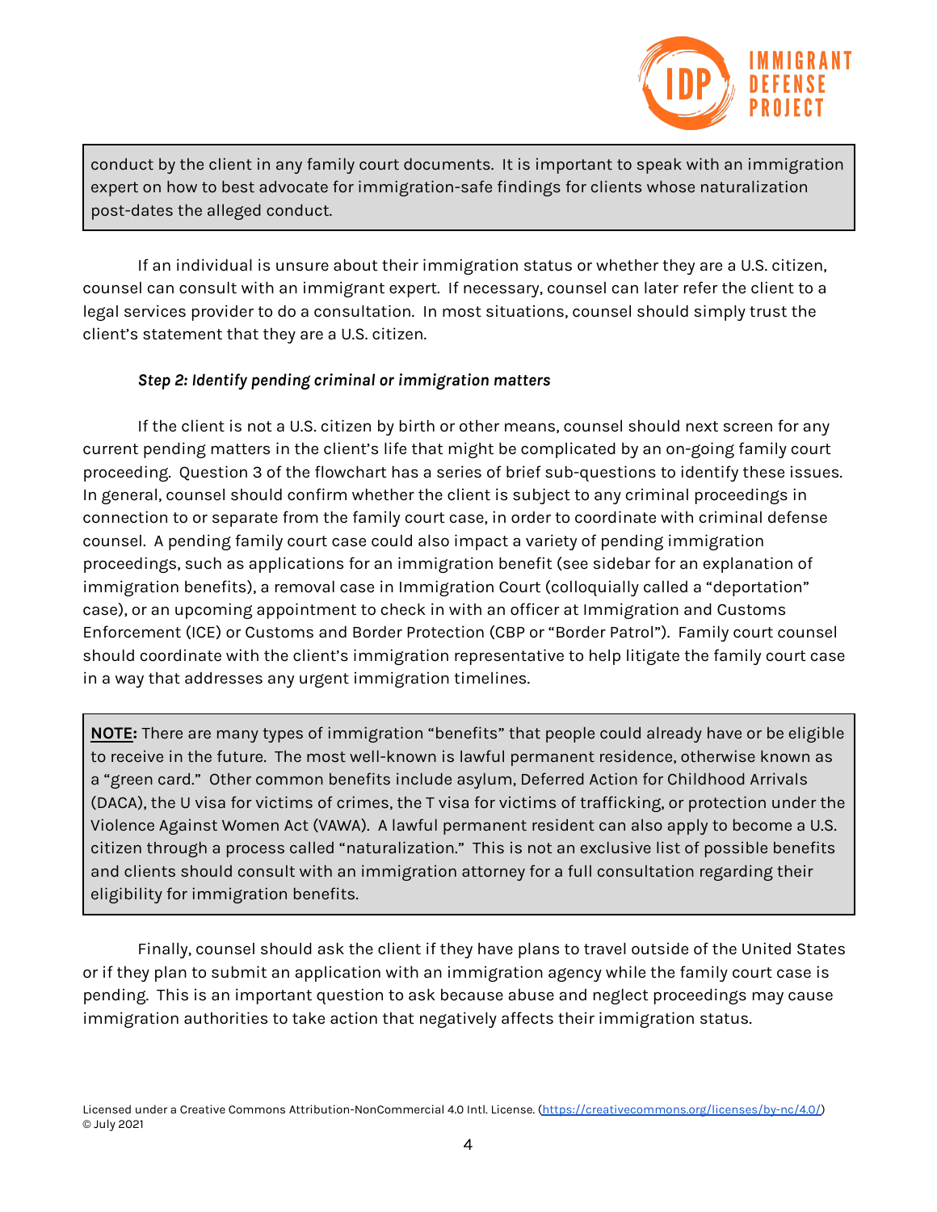> conduct by the client in any family court documents. It is important to speak with an immigration expert on how to best advocate for immigration-safe findings for clients whose naturalization post-dates the alleged conduct.

If an individual is unsure about their immigration status or whether they are a U.S. citizen, counsel can consult with an immigrant expert. If necessary, counsel can later refer the client to a legal services provider to do a consultation. In most situations, counsel should simply trust the client's statement that they are a U.S. citizen.

***Step 2: Identify pending criminal or immigration matters***

If the client is not a U.S. citizen by birth or other means, counsel should next screen for any current pending matters in the client's life that might be complicated by an on-going family court proceeding. Question 3 of the flowchart has a series of brief sub-questions to identify these issues. In general, counsel should confirm whether the client is subject to any criminal proceedings in connection to or separate from the family court case, in order to coordinate with criminal defense counsel. A pending family court case could also impact a variety of pending immigration proceedings, such as applications for an immigration benefit (see sidebar for an explanation of immigration benefits), a removal case in Immigration Court (colloquially called a "deportation" case), or an upcoming appointment to check in with an officer at Immigration and Customs Enforcement (ICE) or Customs and Border Protection (CBP or "Border Patrol"). Family court counsel should coordinate with the client's immigration representative to help litigate the family court case in a way that addresses any urgent immigration timelines.

> **NOTE:** There are many types of immigration "benefits" that people could already have or be eligible to receive in the future. The most well-known is lawful permanent residence, otherwise known as a "green card." Other common benefits include asylum, Deferred Action for Childhood Arrivals (DACA), the U visa for victims of crimes, the T visa for victims of trafficking, or protection under the Violence Against Women Act (VAWA). A lawful permanent resident can also apply to become a U.S. citizen through a process called "naturalization." This is not an exclusive list of possible benefits and clients should consult with an immigration attorney for a full consultation regarding their eligibility for immigration benefits.

Finally, counsel should ask the client if they have plans to travel outside of the United States or if they plan to submit an application with an immigration agency while the family court case is pending. This is an important question to ask because abuse and neglect proceedings may cause immigration authorities to take action that negatively affects their immigration status.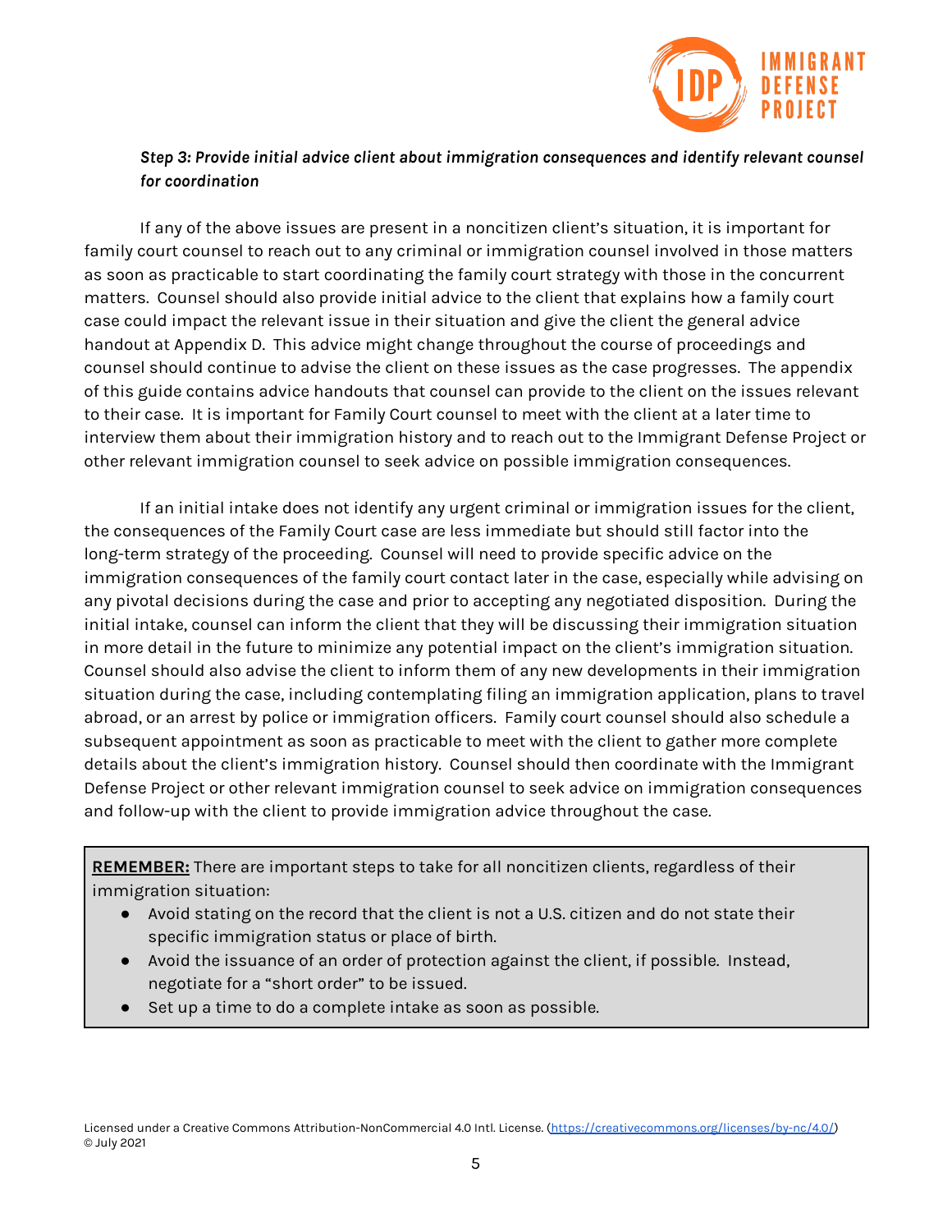***Step 3: Provide initial advice client about immigration consequences and identify relevant counsel for coordination***

If any of the above issues are present in a noncitizen client's situation, it is important for family court counsel to reach out to any criminal or immigration counsel involved in those matters as soon as practicable to start coordinating the family court strategy with those in the concurrent matters. Counsel should also provide initial advice to the client that explains how a family court case could impact the relevant issue in their situation and give the client the general advice handout at Appendix D. This advice might change throughout the course of proceedings and counsel should continue to advise the client on these issues as the case progresses. The appendix of this guide contains advice handouts that counsel can provide to the client on the issues relevant to their case. It is important for Family Court counsel to meet with the client at a later time to interview them about their immigration history and to reach out to the Immigrant Defense Project or other relevant immigration counsel to seek advice on possible immigration consequences.

If an initial intake does not identify any urgent criminal or immigration issues for the client, the consequences of the Family Court case are less immediate but should still factor into the long-term strategy of the proceeding. Counsel will need to provide specific advice on the immigration consequences of the family court contact later in the case, especially while advising on any pivotal decisions during the case and prior to accepting any negotiated disposition. During the initial intake, counsel can inform the client that they will be discussing their immigration situation in more detail in the future to minimize any potential impact on the client's immigration situation. Counsel should also advise the client to inform them of any new developments in their immigration situation during the case, including contemplating filing an immigration application, plans to travel abroad, or an arrest by police or immigration officers. Family court counsel should also schedule a subsequent appointment as soon as practicable to meet with the client to gather more complete details about the client's immigration history. Counsel should then coordinate with the Immigrant Defense Project or other relevant immigration counsel to seek advice on immigration consequences and follow-up with the client to provide immigration advice throughout the case.

**REMEMBER:** There are important steps to take for all noncitizen clients, regardless of their immigration situation:

- Avoid stating on the record that the client is not a U.S. citizen and do not state their specific immigration status or place of birth.
- Avoid the issuance of an order of protection against the client, if possible. Instead, negotiate for a "short order" to be issued.
- Set up a time to do a complete intake as soon as possible.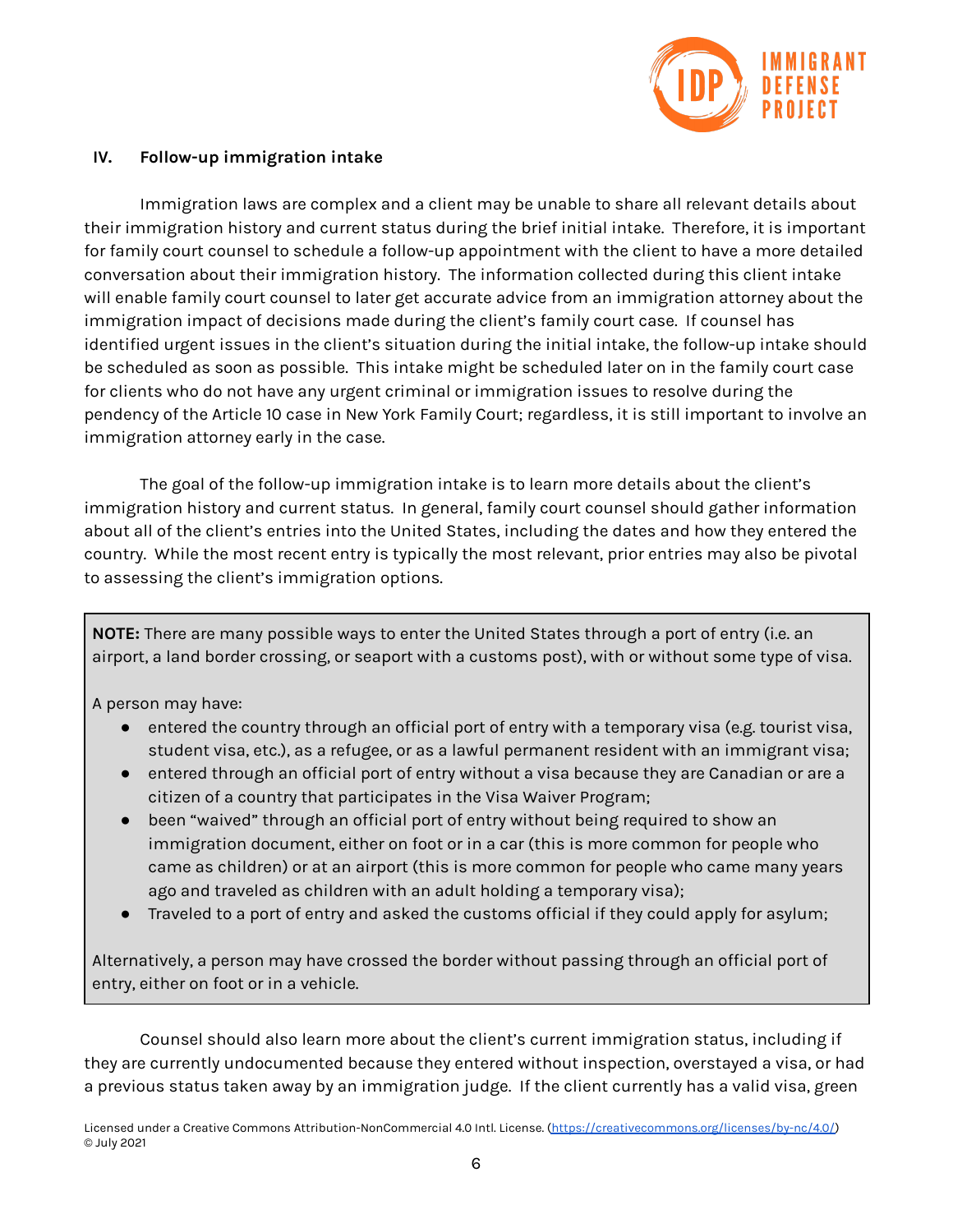## IV. Follow-up immigration intake

Immigration laws are complex and a client may be unable to share all relevant details about their immigration history and current status during the brief initial intake. Therefore, it is important for family court counsel to schedule a follow-up appointment with the client to have a more detailed conversation about their immigration history. The information collected during this client intake will enable family court counsel to later get accurate advice from an immigration attorney about the immigration impact of decisions made during the client's family court case. If counsel has identified urgent issues in the client's situation during the initial intake, the follow-up intake should be scheduled as soon as possible. This intake might be scheduled later on in the family court case for clients who do not have any urgent criminal or immigration issues to resolve during the pendency of the Article 10 case in New York Family Court; regardless, it is still important to involve an immigration attorney early in the case.

The goal of the follow-up immigration intake is to learn more details about the client's immigration history and current status. In general, family court counsel should gather information about all of the client's entries into the United States, including the dates and how they entered the country. While the most recent entry is typically the most relevant, prior entries may also be pivotal to assessing the client's immigration options.

> **NOTE:** There are many possible ways to enter the United States through a port of entry (i.e. an airport, a land border crossing, or seaport with a customs post), with or without some type of visa.
>
> A person may have:
>
> - entered the country through an official port of entry with a temporary visa (e.g. tourist visa, student visa, etc.), as a refugee, or as a lawful permanent resident with an immigrant visa;
> - entered through an official port of entry without a visa because they are Canadian or are a citizen of a country that participates in the Visa Waiver Program;
> - been "waived" through an official port of entry without being required to show an immigration document, either on foot or in a car (this is more common for people who came as children) or at an airport (this is more common for people who came many years ago and traveled as children with an adult holding a temporary visa);
> - Traveled to a port of entry and asked the customs official if they could apply for asylum;
>
> Alternatively, a person may have crossed the border without passing through an official port of entry, either on foot or in a vehicle.

Counsel should also learn more about the client's current immigration status, including if they are currently undocumented because they entered without inspection, overstayed a visa, or had a previous status taken away by an immigration judge. If the client currently has a valid visa, green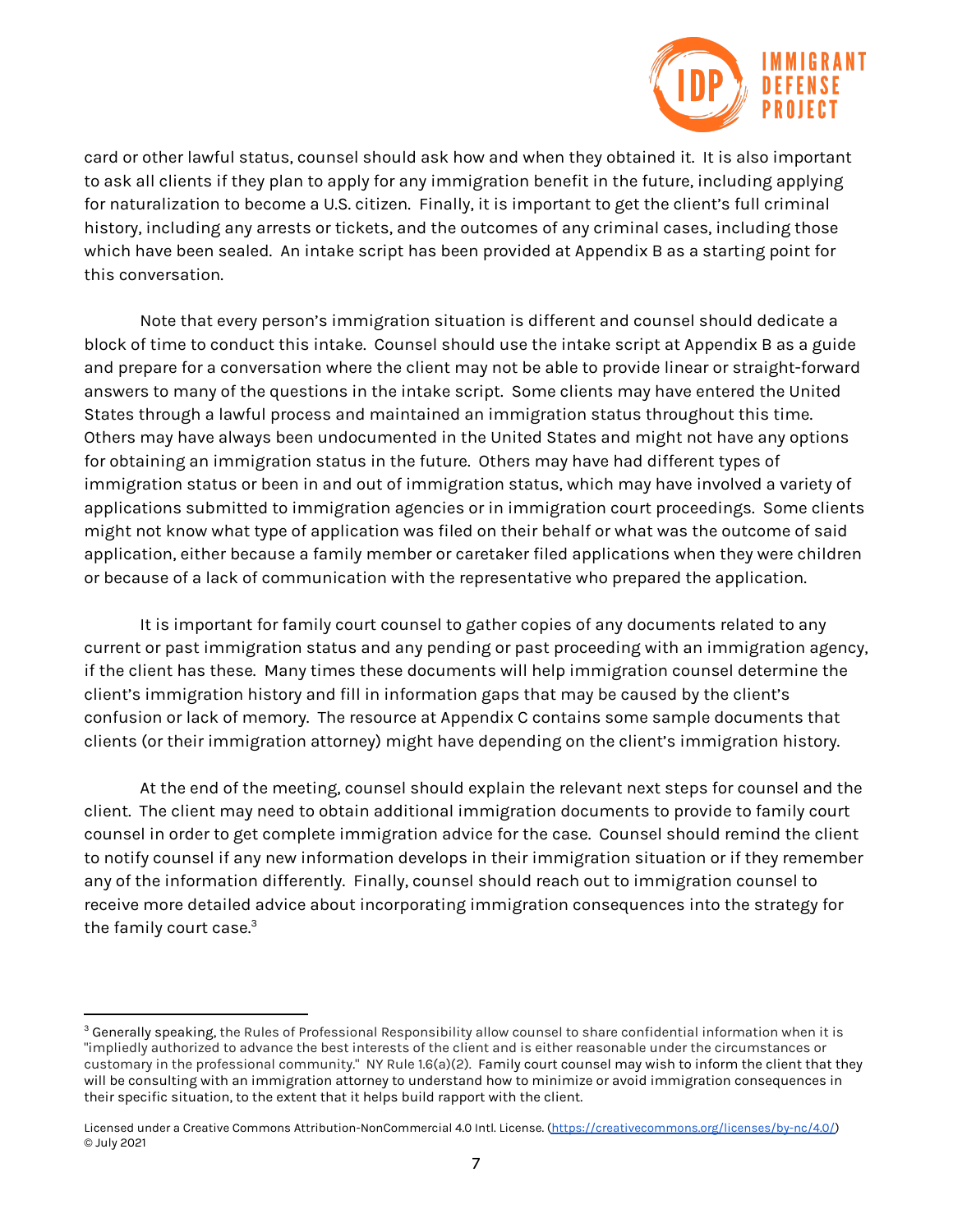card or other lawful status, counsel should ask how and when they obtained it. It is also important to ask all clients if they plan to apply for any immigration benefit in the future, including applying for naturalization to become a U.S. citizen. Finally, it is important to get the client's full criminal history, including any arrests or tickets, and the outcomes of any criminal cases, including those which have been sealed. An intake script has been provided at Appendix B as a starting point for this conversation.

Note that every person's immigration situation is different and counsel should dedicate a block of time to conduct this intake. Counsel should use the intake script at Appendix B as a guide and prepare for a conversation where the client may not be able to provide linear or straight-forward answers to many of the questions in the intake script. Some clients may have entered the United States through a lawful process and maintained an immigration status throughout this time. Others may have always been undocumented in the United States and might not have any options for obtaining an immigration status in the future. Others may have had different types of immigration status or been in and out of immigration status, which may have involved a variety of applications submitted to immigration agencies or in immigration court proceedings. Some clients might not know what type of application was filed on their behalf or what was the outcome of said application, either because a family member or caretaker filed applications when they were children or because of a lack of communication with the representative who prepared the application.

It is important for family court counsel to gather copies of any documents related to any current or past immigration status and any pending or past proceeding with an immigration agency, if the client has these. Many times these documents will help immigration counsel determine the client's immigration history and fill in information gaps that may be caused by the client's confusion or lack of memory. The resource at Appendix C contains some sample documents that clients (or their immigration attorney) might have depending on the client's immigration history.

At the end of the meeting, counsel should explain the relevant next steps for counsel and the client. The client may need to obtain additional immigration documents to provide to family court counsel in order to get complete immigration advice for the case. Counsel should remind the client to notify counsel if any new information develops in their immigration situation or if they remember any of the information differently. Finally, counsel should reach out to immigration counsel to receive more detailed advice about incorporating immigration consequences into the strategy for the family court case.[3]

---

[3] Generally speaking, the Rules of Professional Responsibility allow counsel to share confidential information when it is "impliedly authorized to advance the best interests of the client and is either reasonable under the circumstances or customary in the professional community." NY Rule 1.6(a)(2). Family court counsel may wish to inform the client that they will be consulting with an immigration attorney to understand how to minimize or avoid immigration consequences in their specific situation, to the extent that it helps build rapport with the client.

Licensed under a Creative Commons Attribution-NonCommercial 4.0 Intl. License. (https://creativecommons.org/licenses/by-nc/4.0/)
© July 2021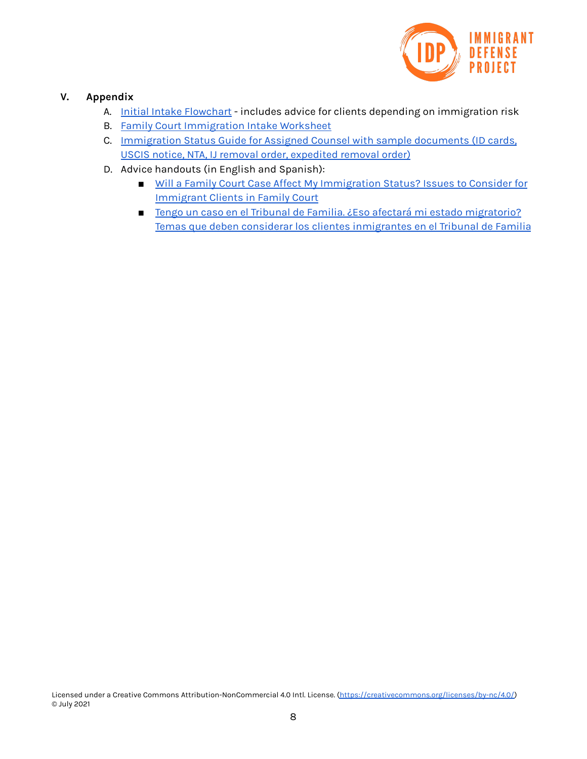## V. Appendix

A. Initial Intake Flowchart - includes advice for clients depending on immigration risk

B. Family Court Immigration Intake Worksheet

C. Immigration Status Guide for Assigned Counsel with sample documents (ID cards, USCIS notice, NTA, IJ removal order, expedited removal order)

D. Advice handouts (in English and Spanish):

- Will a Family Court Case Affect My Immigration Status? Issues to Consider for Immigrant Clients in Family Court
- Tengo un caso en el Tribunal de Familia. ¿Eso afectará mi estado migratorio? Temas que deben considerar los clientes inmigrantes en el Tribunal de Familia

Licensed under a Creative Commons Attribution-NonCommercial 4.0 Intl. License. (https://creativecommons.org/licenses/by-nc/4.0/)
© July 2021